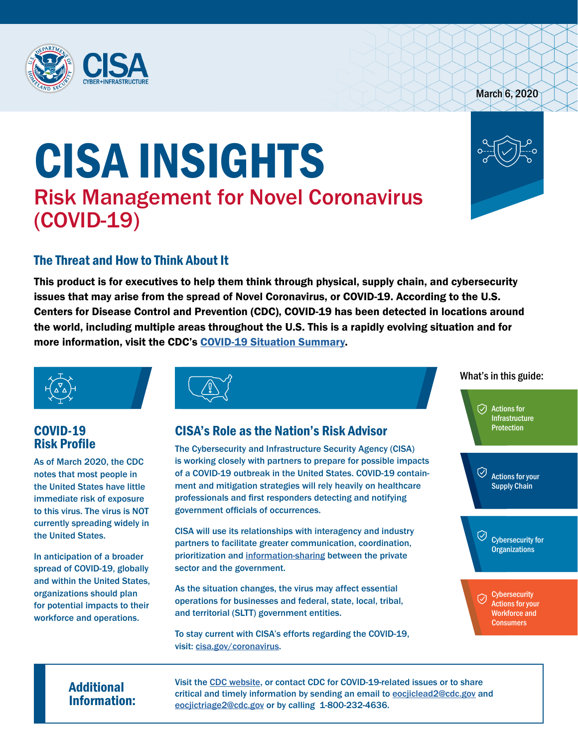March 6, 2020

# CISA INSIGHTS

## Risk Management for Novel Coronavirus (COVID-19)

### The Threat and How to Think About It

**This product is for executives to help them think through physical, supply chain, and cybersecurity issues that may arise from the spread of Novel Coronavirus, or COVID-19. According to the U.S. Centers for Disease Control and Prevention (CDC), COVID-19 has been detected in locations around the world, including multiple areas throughout the U.S. This is a rapidly evolving situation and for more information, visit the CDC's COVID-19 Situation Summary.**

### COVID-19 Risk Profile

As of March 2020, the CDC notes that most people in the United States have little immediate risk of exposure to this virus. The virus is NOT currently spreading widely in the United States.

In anticipation of a broader spread of COVID-19, globally and within the United States, organizations should plan for potential impacts to their workforce and operations.

### CISA's Role as the Nation's Risk Advisor

The Cybersecurity and Infrastructure Security Agency (CISA) is working closely with partners to prepare for possible impacts of a COVID-19 outbreak in the United States. COVID-19 containment and mitigation strategies will rely heavily on healthcare professionals and first responders detecting and notifying government officials of occurrences.

CISA will use its relationships with interagency and industry partners to facilitate greater communication, coordination, prioritization and information-sharing between the private sector and the government.

As the situation changes, the virus may affect essential operations for businesses and federal, state, local, tribal, and territorial (SLTT) government entities.

To stay current with CISA's efforts regarding the COVID-19, visit: cisa.gov/coronavirus.

### What's in this guide:

- Actions for Infrastructure Protection
- Actions for your Supply Chain
- Cybersecurity for Organizations
- Cybersecurity Actions for your Workforce and Consumers

### Additional Information:

Visit the CDC website, or contact CDC for COVID-19-related issues or to share critical and timely information by sending an email to eocjiclead2@cdc.gov and eocjictriage2@cdc.gov or by calling 1-800-232-4636.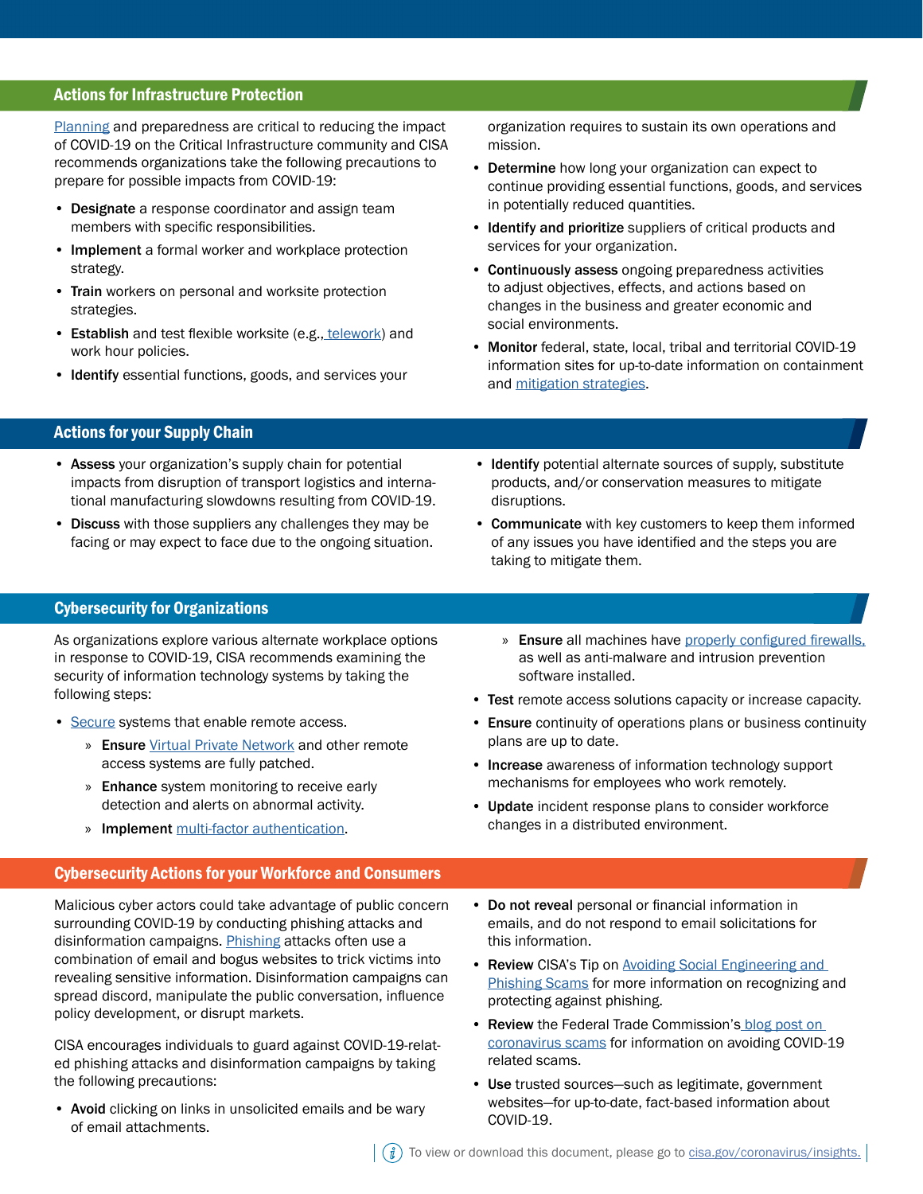## Actions for Infrastructure Protection

Planning and preparedness are critical to reducing the impact of COVID-19 on the Critical Infrastructure community and CISA recommends organizations take the following precautions to prepare for possible impacts from COVID-19:

- **Designate** a response coordinator and assign team members with specific responsibilities.
- **Implement** a formal worker and workplace protection strategy.
- **Train** workers on personal and worksite protection strategies.
- **Establish** and test flexible worksite (e.g., telework) and work hour policies.
- **Identify** essential functions, goods, and services your organization requires to sustain its own operations and mission.
- **Determine** how long your organization can expect to continue providing essential functions, goods, and services in potentially reduced quantities.
- **Identify and prioritize** suppliers of critical products and services for your organization.
- **Continuously assess** ongoing preparedness activities to adjust objectives, effects, and actions based on changes in the business and greater economic and social environments.
- **Monitor** federal, state, local, tribal and territorial COVID-19 information sites for up-to-date information on containment and mitigation strategies.

## Actions for your Supply Chain

- **Assess** your organization's supply chain for potential impacts from disruption of transport logistics and international manufacturing slowdowns resulting from COVID-19.
- **Discuss** with those suppliers any challenges they may be facing or may expect to face due to the ongoing situation.
- **Identify** potential alternate sources of supply, substitute products, and/or conservation measures to mitigate disruptions.
- **Communicate** with key customers to keep them informed of any issues you have identified and the steps you are taking to mitigate them.

## Cybersecurity for Organizations

As organizations explore various alternate workplace options in response to COVID-19, CISA recommends examining the security of information technology systems by taking the following steps:

- Secure systems that enable remote access.
  - **Ensure** Virtual Private Network and other remote access systems are fully patched.
  - **Enhance** system monitoring to receive early detection and alerts on abnormal activity.
  - **Implement** multi-factor authentication.
  - **Ensure** all machines have properly configured firewalls, as well as anti-malware and intrusion prevention software installed.
- **Test** remote access solutions capacity or increase capacity.
- **Ensure** continuity of operations plans or business continuity plans are up to date.
- **Increase** awareness of information technology support mechanisms for employees who work remotely.
- **Update** incident response plans to consider workforce changes in a distributed environment.

## Cybersecurity Actions for your Workforce and Consumers

Malicious cyber actors could take advantage of public concern surrounding COVID-19 by conducting phishing attacks and disinformation campaigns. Phishing attacks often use a combination of email and bogus websites to trick victims into revealing sensitive information. Disinformation campaigns can spread discord, manipulate the public conversation, influence policy development, or disrupt markets.

CISA encourages individuals to guard against COVID-19-related phishing attacks and disinformation campaigns by taking the following precautions:

- **Avoid** clicking on links in unsolicited emails and be wary of email attachments.
- **Do not reveal** personal or financial information in emails, and do not respond to email solicitations for this information.
- **Review** CISA's Tip on Avoiding Social Engineering and Phishing Scams for more information on recognizing and protecting against phishing.
- **Review** the Federal Trade Commission's blog post on coronavirus scams for information on avoiding COVID-19 related scams.
- **Use** trusted sources—such as legitimate, government websites—for up-to-date, fact-based information about COVID-19.

To view or download this document, please go to cisa.gov/coronavirus/insights.